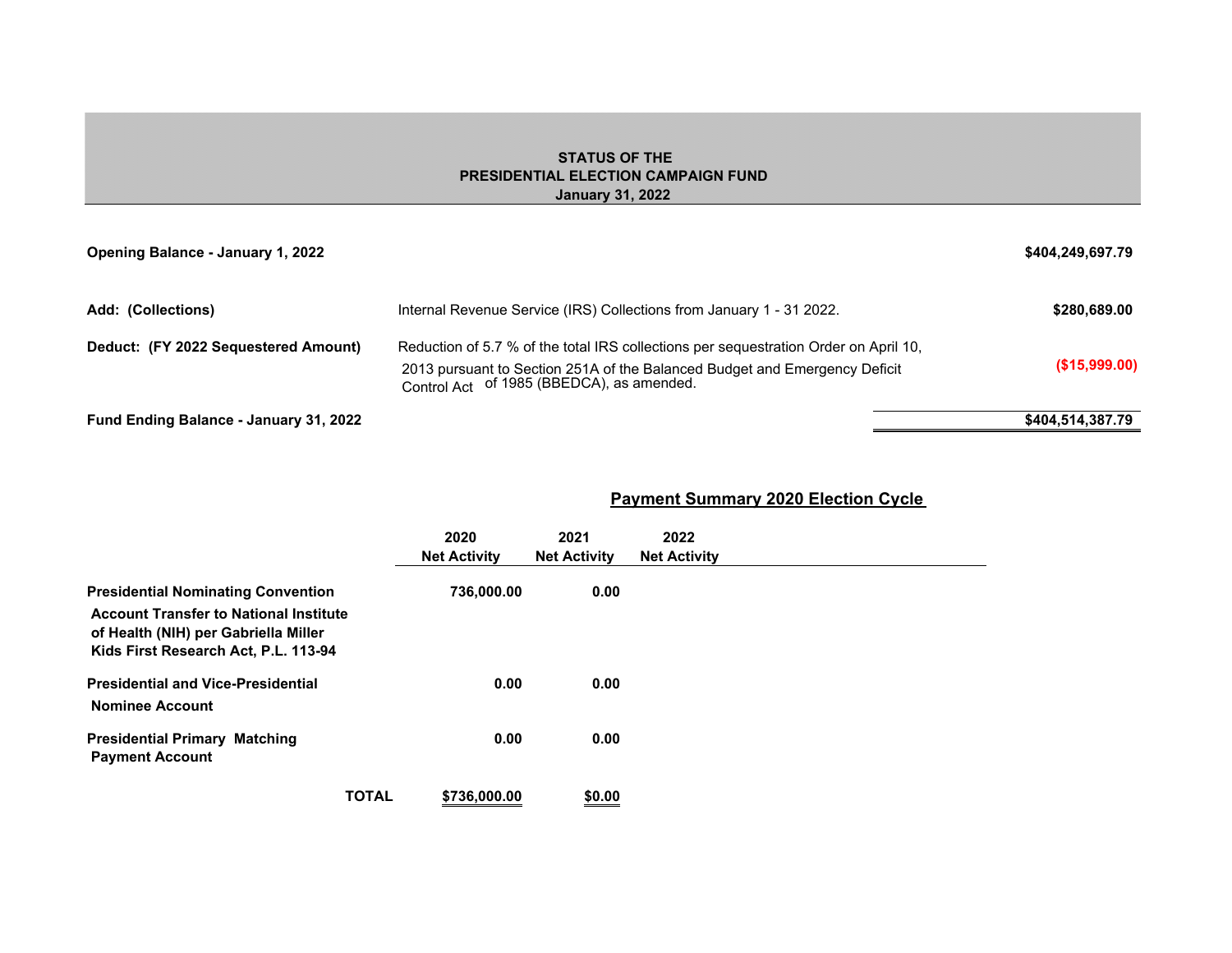# STATUS OF THE
# PRESIDENTIAL ELECTION CAMPAIGN FUND
### January 31, 2022

| | | |
|---|---|---|
| **Opening Balance - January 1, 2022** | | **$404,249,697.79** |
| **Add: (Collections)** | Internal Revenue Service (IRS) Collections from January 1 - 31 2022. | **$280,689.00** |
| **Deduct: (FY 2022 Sequestered Amount)** | Reduction of 5.7 % of the total IRS collections per sequestration Order on April 10, 2013 pursuant to Section 251A of the Balanced Budget and Emergency Deficit Control Act of 1985 (BBEDCA), as amended. | **($15,999.00)** |
| **Fund Ending Balance - January 31, 2022** | | **$404,514,387.79** |

## Payment Summary 2020 Election Cycle

| | 2020 Net Activity | 2021 Net Activity | 2022 Net Activity |
|---|---|---|---|
| **Presidential Nominating Convention** | 736,000.00 | 0.00 | |
| **Account Transfer to National Institute of Health (NIH) per Gabriella Miller Kids First Research Act, P.L. 113-94** | | | |
| **Presidential and Vice-Presidential Nominee Account** | 0.00 | 0.00 | |
| **Presidential Primary Matching Payment Account** | 0.00 | 0.00 | |
| **TOTAL** | $736,000.00 | $0.00 | |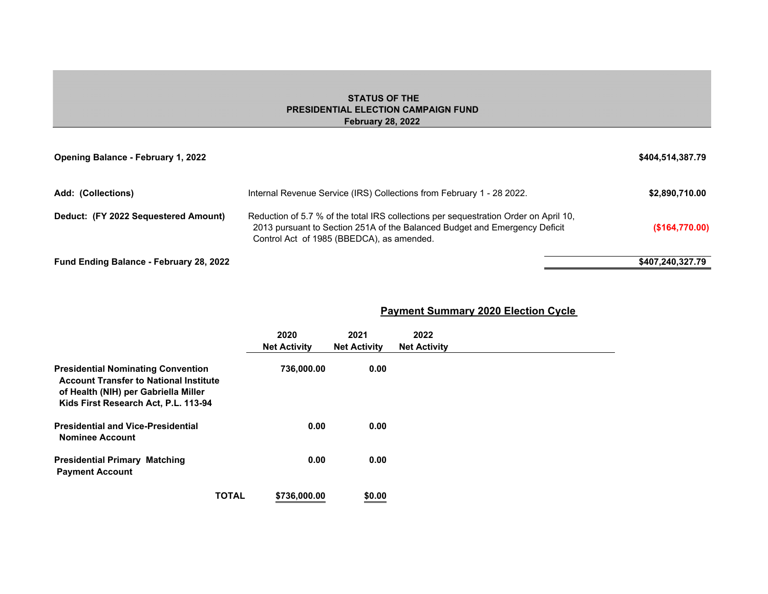# STATUS OF THE PRESIDENTIAL ELECTION CAMPAIGN FUND
## February 28, 2022

| | | |
|---|---|---|
| **Opening Balance - February 1, 2022** | | **$404,514,387.79** |
| **Add: (Collections)** | Internal Revenue Service (IRS) Collections from February 1 - 28 2022. | **$2,890,710.00** |
| **Deduct: (FY 2022 Sequestered Amount)** | Reduction of 5.7 % of the total IRS collections per sequestration Order on April 10, 2013 pursuant to Section 251A of the Balanced Budget and Emergency Deficit Control Act of 1985 (BBEDCA), as amended. | **($164,770.00)** |
| **Fund Ending Balance - February 28, 2022** | | **$407,240,327.79** |

## Payment Summary 2020 Election Cycle

| | 2020 Net Activity | 2021 Net Activity | 2022 Net Activity |
|---|---|---|---|
| **Presidential Nominating Convention Account Transfer to National Institute of Health (NIH) per Gabriella Miller Kids First Research Act, P.L. 113-94** | 736,000.00 | 0.00 | |
| **Presidential and Vice-Presidential Nominee Account** | 0.00 | 0.00 | |
| **Presidential Primary Matching Payment Account** | 0.00 | 0.00 | |
| **TOTAL** | **$736,000.00** | **$0.00** | |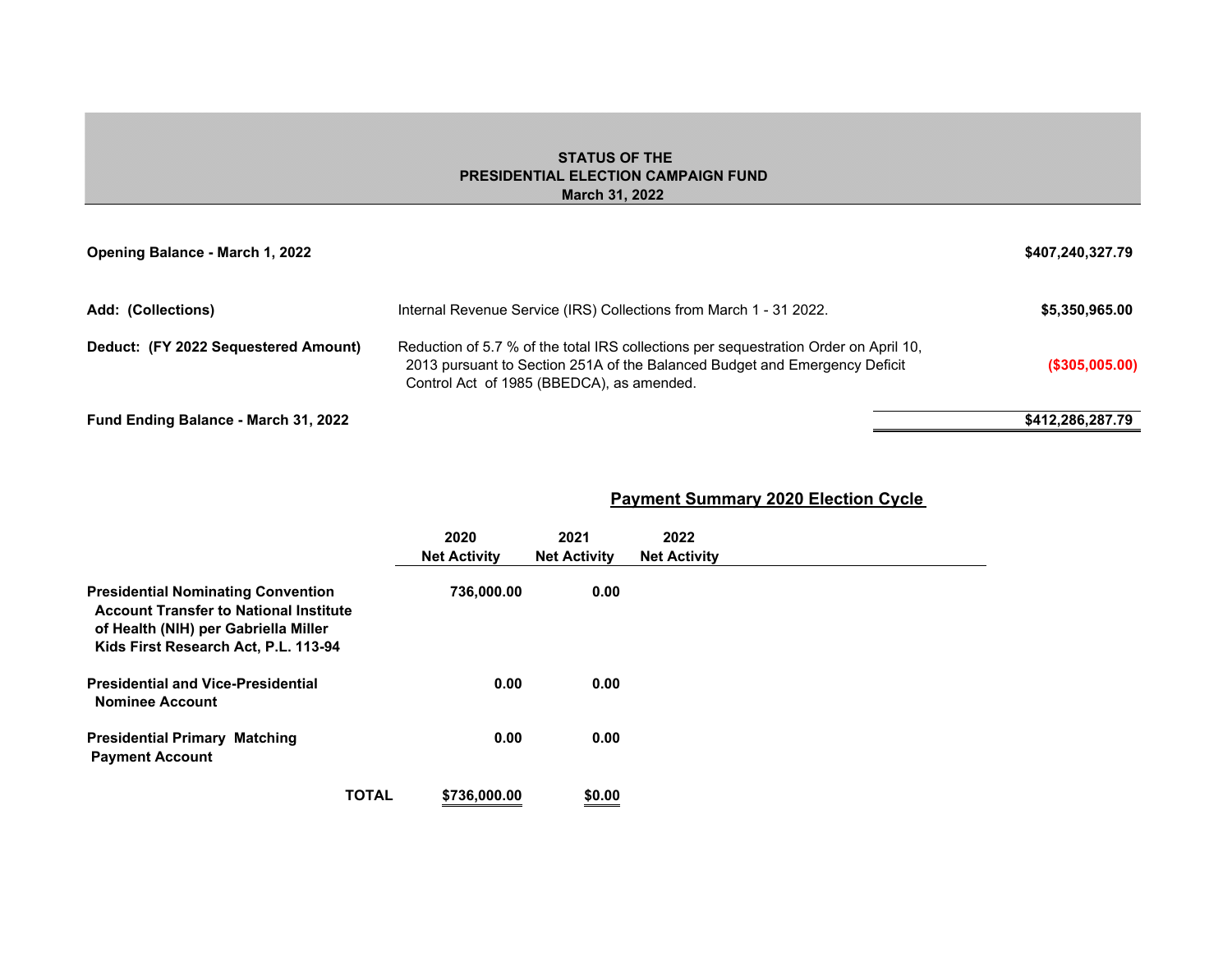**STATUS OF THE**
**PRESIDENTIAL ELECTION CAMPAIGN FUND**
**March 31, 2022**

| | | |
|---|---|---|
| **Opening Balance - March 1, 2022** | | **$407,240,327.79** |
| **Add: (Collections)** | Internal Revenue Service (IRS) Collections from March 1 - 31 2022. | **$5,350,965.00** |
| **Deduct: (FY 2022 Sequestered Amount)** | Reduction of 5.7 % of the total IRS collections per sequestration Order on April 10, 2013 pursuant to Section 251A of the Balanced Budget and Emergency Deficit Control Act of 1985 (BBEDCA), as amended. | **($305,005.00)** |
| **Fund Ending Balance - March 31, 2022** | | **$412,286,287.79** |

## Payment Summary 2020 Election Cycle

| | 2020 Net Activity | 2021 Net Activity | 2022 Net Activity |
|---|---|---|---|
| **Presidential Nominating Convention Account Transfer to National Institute of Health (NIH) per Gabriella Miller Kids First Research Act, P.L. 113-94** | 736,000.00 | 0.00 | |
| **Presidential and Vice-Presidential Nominee Account** | 0.00 | 0.00 | |
| **Presidential Primary Matching Payment Account** | 0.00 | 0.00 | |
| **TOTAL** | $736,000.00 | $0.00 | |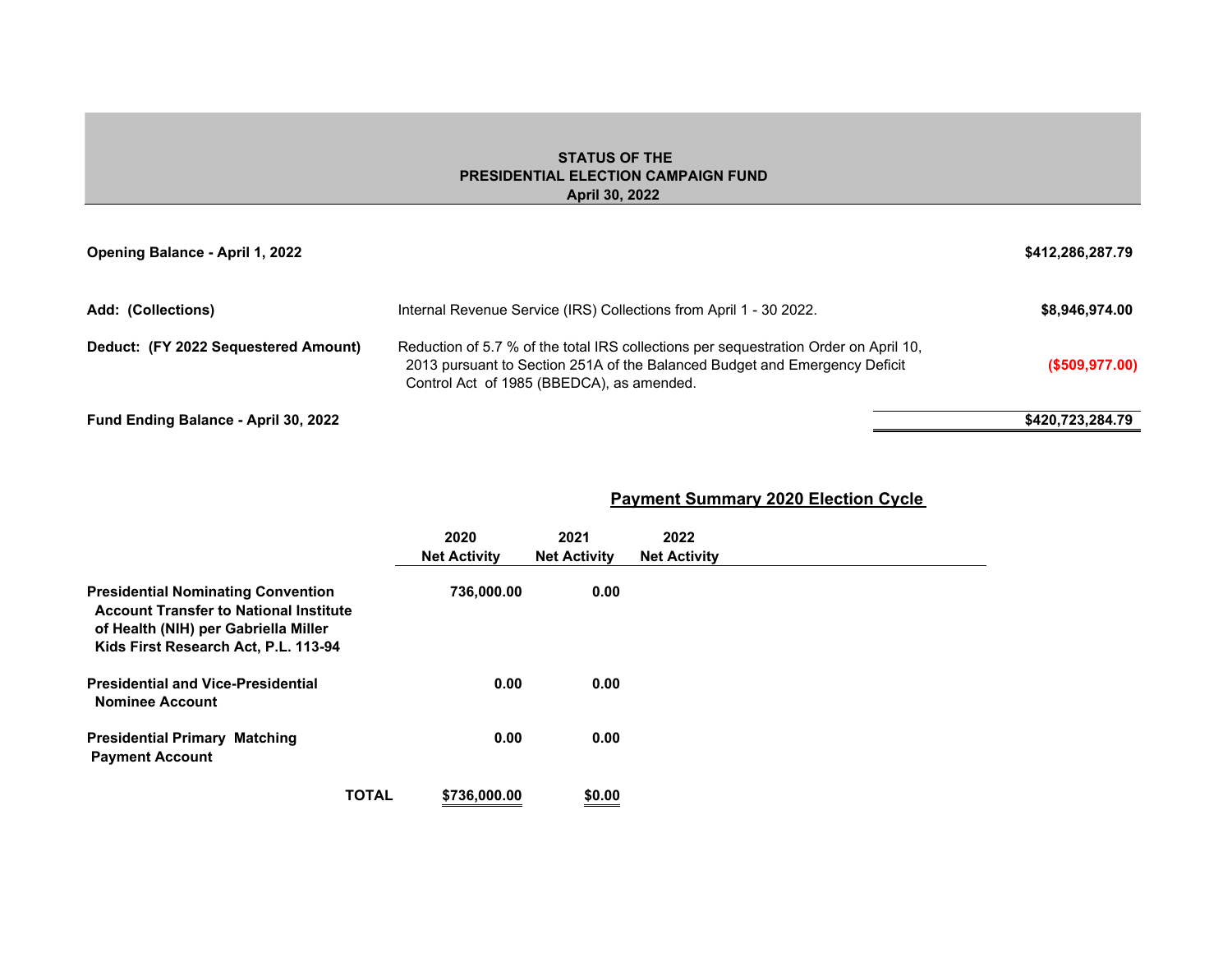# STATUS OF THE PRESIDENTIAL ELECTION CAMPAIGN FUND

**April 30, 2022**

| | | |
|---|---|---|
| **Opening Balance - April 1, 2022** | | **$412,286,287.79** |
| **Add: (Collections)** | Internal Revenue Service (IRS) Collections from April 1 - 30 2022. | **$8,946,974.00** |
| **Deduct: (FY 2022 Sequestered Amount)** | Reduction of 5.7 % of the total IRS collections per sequestration Order on April 10, 2013 pursuant to Section 251A of the Balanced Budget and Emergency Deficit Control Act of 1985 (BBEDCA), as amended. | **($509,977.00)** |
| **Fund Ending Balance - April 30, 2022** | | **$420,723,284.79** |

## Payment Summary 2020 Election Cycle

| | 2020 Net Activity | 2021 Net Activity | 2022 Net Activity |
|---|---|---|---|
| **Presidential Nominating Convention Account Transfer to National Institute of Health (NIH) per Gabriella Miller Kids First Research Act, P.L. 113-94** | 736,000.00 | 0.00 | |
| **Presidential and Vice-Presidential Nominee Account** | 0.00 | 0.00 | |
| **Presidential Primary Matching Payment Account** | 0.00 | 0.00 | |
| **TOTAL** | $736,000.00 | $0.00 | |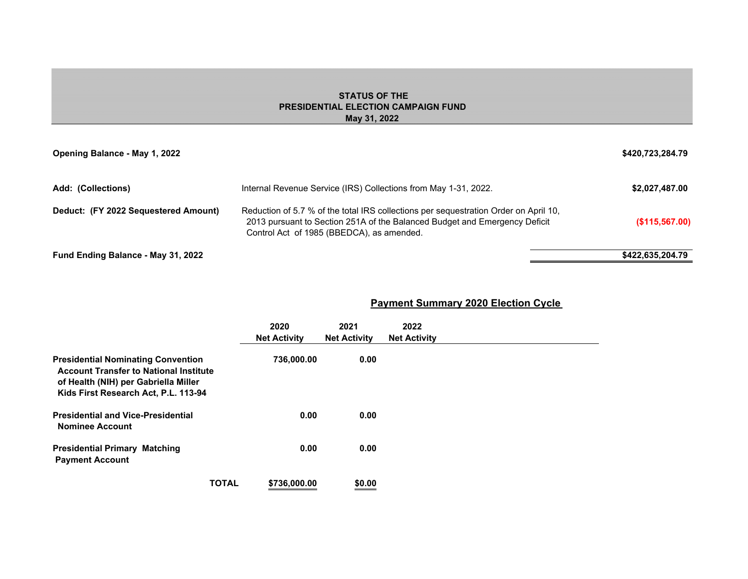# STATUS OF THE PRESIDENTIAL ELECTION CAMPAIGN FUND

**May 31, 2022**

| | | |
|---|---|---|
| **Opening Balance - May 1, 2022** | | **$420,723,284.79** |
| **Add: (Collections)** | Internal Revenue Service (IRS) Collections from May 1-31, 2022. | **$2,027,487.00** |
| **Deduct: (FY 2022 Sequestered Amount)** | Reduction of 5.7 % of the total IRS collections per sequestration Order on April 10, 2013 pursuant to Section 251A of the Balanced Budget and Emergency Deficit Control Act of 1985 (BBEDCA), as amended. | **($115,567.00)** |
| **Fund Ending Balance - May 31, 2022** | | **$422,635,204.79** |

## Payment Summary 2020 Election Cycle

| | 2020 Net Activity | 2021 Net Activity | 2022 Net Activity |
|---|---|---|---|
| **Presidential Nominating Convention Account Transfer to National Institute of Health (NIH) per Gabriella Miller Kids First Research Act, P.L. 113-94** | 736,000.00 | 0.00 | |
| **Presidential and Vice-Presidential Nominee Account** | 0.00 | 0.00 | |
| **Presidential Primary Matching Payment Account** | 0.00 | 0.00 | |
| **TOTAL** | $736,000.00 | $0.00 | |